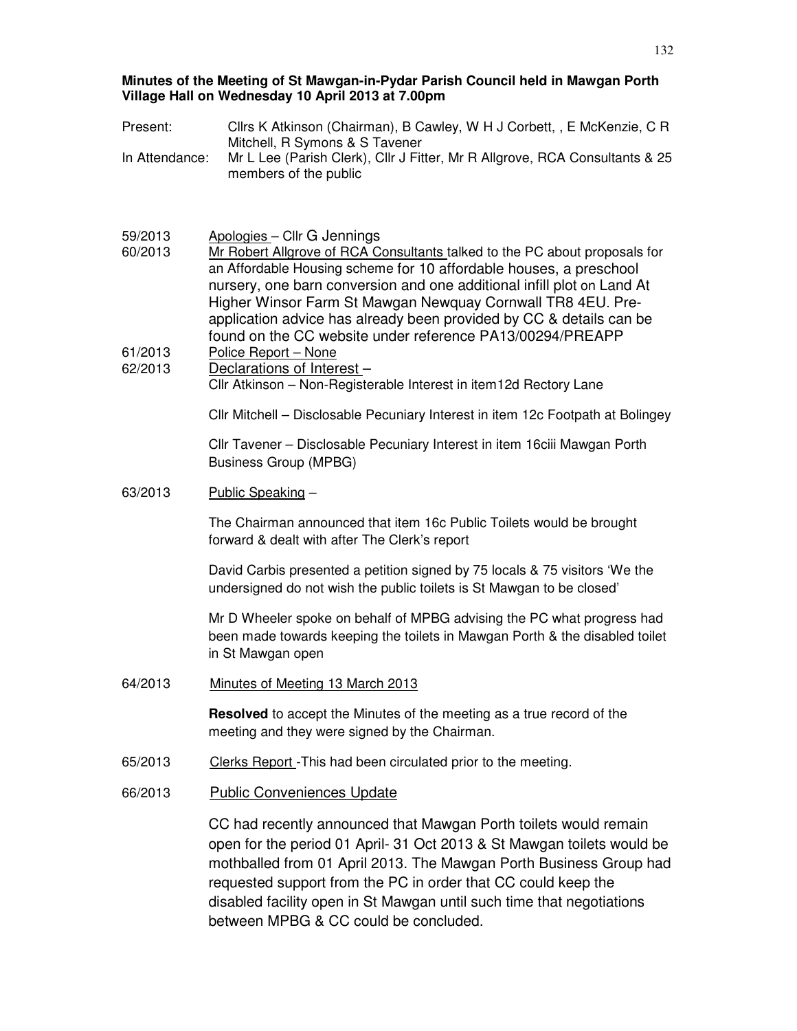**Minutes of the Meeting of St Mawgan-in-Pydar Parish Council held in Mawgan Porth Village Hall on Wednesday 10 April 2013 at 7.00pm**

Present: Cllrs K Atkinson (Chairman), B Cawley, W H J Corbett, , E McKenzie, C R Mitchell, R Symons & S Tavener

In Attendance: Mr L Lee (Parish Clerk), Cllr J Fitter, Mr R Allgrove, RCA Consultants & 25 members of the public

59/2013 Apologies – Cllr G Jennings

60/2013 Mr Robert Allgrove of RCA Consultants talked to the PC about proposals for an Affordable Housing scheme for 10 affordable houses, a preschool nursery, one barn conversion and one additional infill plot on Land At Higher Winsor Farm St Mawgan Newquay Cornwall TR8 4EU. Pre-application advice has already been provided by CC & details can be found on the CC website under reference PA13/00294/PREAPP

61/2013 Police Report – None

62/2013 Declarations of Interest –

Cllr Atkinson – Non-Registerable Interest in item12d Rectory Lane

Cllr Mitchell – Disclosable Pecuniary Interest in item 12c Footpath at Bolingey

Cllr Tavener – Disclosable Pecuniary Interest in item 16ciii Mawgan Porth Business Group (MPBG)

63/2013 Public Speaking –

The Chairman announced that item 16c Public Toilets would be brought forward & dealt with after The Clerk's report

David Carbis presented a petition signed by 75 locals & 75 visitors 'We the undersigned do not wish the public toilets is St Mawgan to be closed'

Mr D Wheeler spoke on behalf of MPBG advising the PC what progress had been made towards keeping the toilets in Mawgan Porth & the disabled toilet in St Mawgan open

64/2013 Minutes of Meeting 13 March 2013

**Resolved** to accept the Minutes of the meeting as a true record of the meeting and they were signed by the Chairman.

65/2013 Clerks Report -This had been circulated prior to the meeting.

66/2013 Public Conveniences Update

CC had recently announced that Mawgan Porth toilets would remain open for the period 01 April- 31 Oct 2013 & St Mawgan toilets would be mothballed from 01 April 2013. The Mawgan Porth Business Group had requested support from the PC in order that CC could keep the disabled facility open in St Mawgan until such time that negotiations between MPBG & CC could be concluded.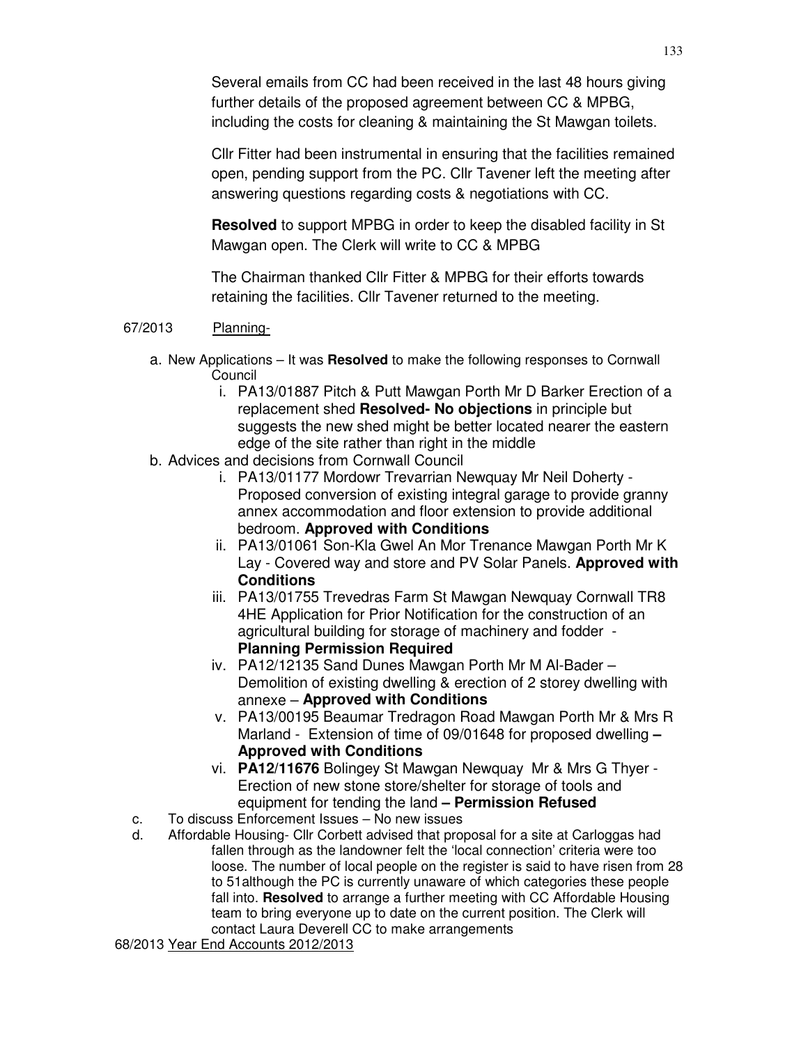Several emails from CC had been received in the last 48 hours giving further details of the proposed agreement between CC & MPBG, including the costs for cleaning & maintaining the St Mawgan toilets.

Cllr Fitter had been instrumental in ensuring that the facilities remained open, pending support from the PC. Cllr Tavener left the meeting after answering questions regarding costs & negotiations with CC.

**Resolved** to support MPBG in order to keep the disabled facility in St Mawgan open. The Clerk will write to CC & MPBG

The Chairman thanked Cllr Fitter & MPBG for their efforts towards retaining the facilities. Cllr Tavener returned to the meeting.

67/2013 Planning-

a. New Applications – It was **Resolved** to make the following responses to Cornwall Council
   i. PA13/01887 Pitch & Putt Mawgan Porth Mr D Barker Erection of a replacement shed **Resolved- No objections** in principle but suggests the new shed might be better located nearer the eastern edge of the site rather than right in the middle
b. Advices and decisions from Cornwall Council
   i. PA13/01177 Mordowr Trevarrian Newquay Mr Neil Doherty - Proposed conversion of existing integral garage to provide granny annex accommodation and floor extension to provide additional bedroom. **Approved with Conditions**
   ii. PA13/01061 Son-Kla Gwel An Mor Trenance Mawgan Porth Mr K Lay - Covered way and store and PV Solar Panels. **Approved with Conditions**
   iii. PA13/01755 Trevedras Farm St Mawgan Newquay Cornwall TR8 4HE Application for Prior Notification for the construction of an agricultural building for storage of machinery and fodder - **Planning Permission Required**
   iv. PA12/12135 Sand Dunes Mawgan Porth Mr M Al-Bader – Demolition of existing dwelling & erection of 2 storey dwelling with annexe – **Approved with Conditions**
   v. PA13/00195 Beaumar Tredragon Road Mawgan Porth Mr & Mrs R Marland - Extension of time of 09/01648 for proposed dwelling **– Approved with Conditions**
   vi. **PA12/11676** Bolingey St Mawgan Newquay Mr & Mrs G Thyer - Erection of new stone store/shelter for storage of tools and equipment for tending the land **– Permission Refused**
c. To discuss Enforcement Issues – No new issues
d. Affordable Housing- Cllr Corbett advised that proposal for a site at Carloggas had fallen through as the landowner felt the 'local connection' criteria were too loose. The number of local people on the register is said to have risen from 28 to 51although the PC is currently unaware of which categories these people fall into. **Resolved** to arrange a further meeting with CC Affordable Housing team to bring everyone up to date on the current position. The Clerk will contact Laura Deverell CC to make arrangements

68/2013 Year End Accounts 2012/2013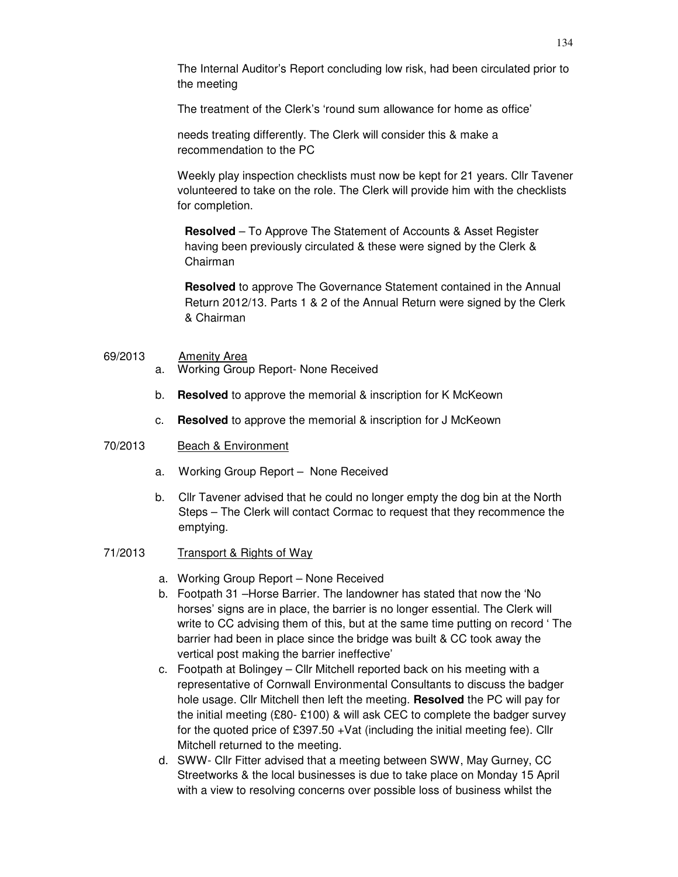The Internal Auditor's Report concluding low risk, had been circulated prior to the meeting

The treatment of the Clerk's 'round sum allowance for home as office'

needs treating differently. The Clerk will consider this & make a recommendation to the PC

Weekly play inspection checklists must now be kept for 21 years. Cllr Tavener volunteered to take on the role. The Clerk will provide him with the checklists for completion.

**Resolved** – To Approve The Statement of Accounts & Asset Register having been previously circulated & these were signed by the Clerk & Chairman

**Resolved** to approve The Governance Statement contained in the Annual Return 2012/13. Parts 1 & 2 of the Annual Return were signed by the Clerk & Chairman

69/2013 Amenity Area

a. Working Group Report- None Received

b. **Resolved** to approve the memorial & inscription for K McKeown

c. **Resolved** to approve the memorial & inscription for J McKeown

70/2013 Beach & Environment

a. Working Group Report – None Received

b. Cllr Tavener advised that he could no longer empty the dog bin at the North Steps – The Clerk will contact Cormac to request that they recommence the emptying.

71/2013 Transport & Rights of Way

a. Working Group Report – None Received

b. Footpath 31 –Horse Barrier. The landowner has stated that now the 'No horses' signs are in place, the barrier is no longer essential. The Clerk will write to CC advising them of this, but at the same time putting on record ' The barrier had been in place since the bridge was built & CC took away the vertical post making the barrier ineffective'

c. Footpath at Bolingey – Cllr Mitchell reported back on his meeting with a representative of Cornwall Environmental Consultants to discuss the badger hole usage. Cllr Mitchell then left the meeting. **Resolved** the PC will pay for the initial meeting (£80- £100) & will ask CEC to complete the badger survey for the quoted price of £397.50 +Vat (including the initial meeting fee). Cllr Mitchell returned to the meeting.

d. SWW- Cllr Fitter advised that a meeting between SWW, May Gurney, CC Streetworks & the local businesses is due to take place on Monday 15 April with a view to resolving concerns over possible loss of business whilst the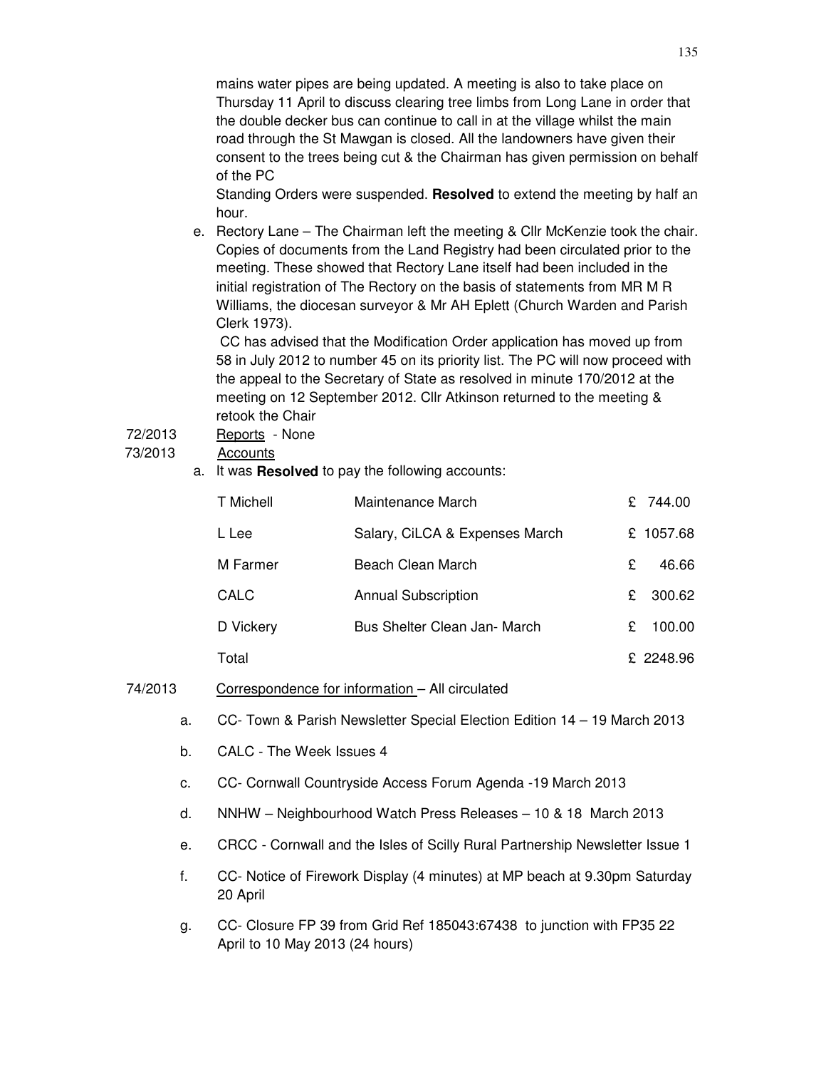mains water pipes are being updated. A meeting is also to take place on Thursday 11 April to discuss clearing tree limbs from Long Lane in order that the double decker bus can continue to call in at the village whilst the main road through the St Mawgan is closed. All the landowners have given their consent to the trees being cut & the Chairman has given permission on behalf of the PC

Standing Orders were suspended. **Resolved** to extend the meeting by half an hour.

e. Rectory Lane – The Chairman left the meeting & Cllr McKenzie took the chair. Copies of documents from the Land Registry had been circulated prior to the meeting. These showed that Rectory Lane itself had been included in the initial registration of The Rectory on the basis of statements from MR M R Williams, the diocesan surveyor & Mr AH Eplett (Church Warden and Parish Clerk 1973).

CC has advised that the Modification Order application has moved up from 58 in July 2012 to number 45 on its priority list. The PC will now proceed with the appeal to the Secretary of State as resolved in minute 170/2012 at the meeting on 12 September 2012. Cllr Atkinson returned to the meeting & retook the Chair

72/2013 Reports - None

73/2013 Accounts

a. It was **Resolved** to pay the following accounts:

| | | |
|---|---|---|
| T Michell | Maintenance March | £ 744.00 |
| L Lee | Salary, CiLCA & Expenses March | £ 1057.68 |
| M Farmer | Beach Clean March | £ 46.66 |
| CALC | Annual Subscription | £ 300.62 |
| D Vickery | Bus Shelter Clean Jan- March | £ 100.00 |
| Total | | £ 2248.96 |

74/2013 Correspondence for information – All circulated

a. CC- Town & Parish Newsletter Special Election Edition 14 – 19 March 2013

b. CALC - The Week Issues 4

c. CC- Cornwall Countryside Access Forum Agenda -19 March 2013

d. NNHW – Neighbourhood Watch Press Releases – 10 & 18 March 2013

e. CRCC - Cornwall and the Isles of Scilly Rural Partnership Newsletter Issue 1

f. CC- Notice of Firework Display (4 minutes) at MP beach at 9.30pm Saturday 20 April

g. CC- Closure FP 39 from Grid Ref 185043:67438 to junction with FP35 22 April to 10 May 2013 (24 hours)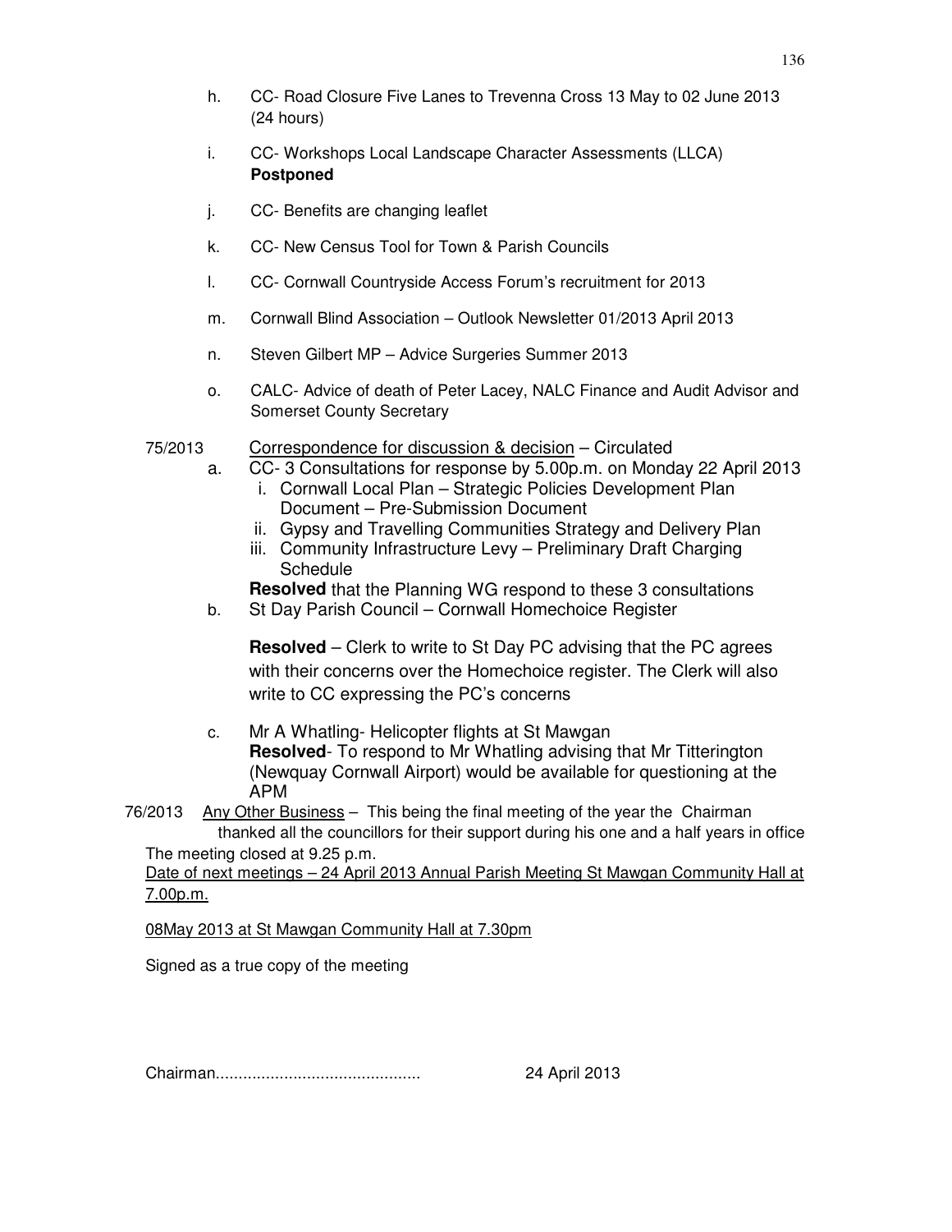h. CC- Road Closure Five Lanes to Trevenna Cross 13 May to 02 June 2013 (24 hours)

i. CC- Workshops Local Landscape Character Assessments (LLCA) **Postponed**

j. CC- Benefits are changing leaflet

k. CC- New Census Tool for Town & Parish Councils

l. CC- Cornwall Countryside Access Forum's recruitment for 2013

m. Cornwall Blind Association – Outlook Newsletter 01/2013 April 2013

n. Steven Gilbert MP – Advice Surgeries Summer 2013

o. CALC- Advice of death of Peter Lacey, NALC Finance and Audit Advisor and Somerset County Secretary

75/2013 <u>Correspondence for discussion & decision</u> – Circulated

a. CC- 3 Consultations for response by 5.00p.m. on Monday 22 April 2013
   i. Cornwall Local Plan – Strategic Policies Development Plan Document – Pre-Submission Document
   ii. Gypsy and Travelling Communities Strategy and Delivery Plan
   iii. Community Infrastructure Levy – Preliminary Draft Charging Schedule

   **Resolved** that the Planning WG respond to these 3 consultations

b. St Day Parish Council – Cornwall Homechoice Register

   **Resolved** – Clerk to write to St Day PC advising that the PC agrees with their concerns over the Homechoice register. The Clerk will also write to CC expressing the PC's concerns

c. Mr A Whatling- Helicopter flights at St Mawgan
   **Resolved**- To respond to Mr Whatling advising that Mr Titterington (Newquay Cornwall Airport) would be available for questioning at the APM

76/2013 <u>Any Other Business</u> – This being the final meeting of the year the Chairman thanked all the councillors for their support during his one and a half years in office

The meeting closed at 9.25 p.m.

<u>Date of next meetings – 24 April 2013 Annual Parish Meeting St Mawgan Community Hall at 7.00p.m.</u>

<u>08May 2013 at St Mawgan Community Hall at 7.30pm</u>

Signed as a true copy of the meeting

Chairman............................................ 24 April 2013